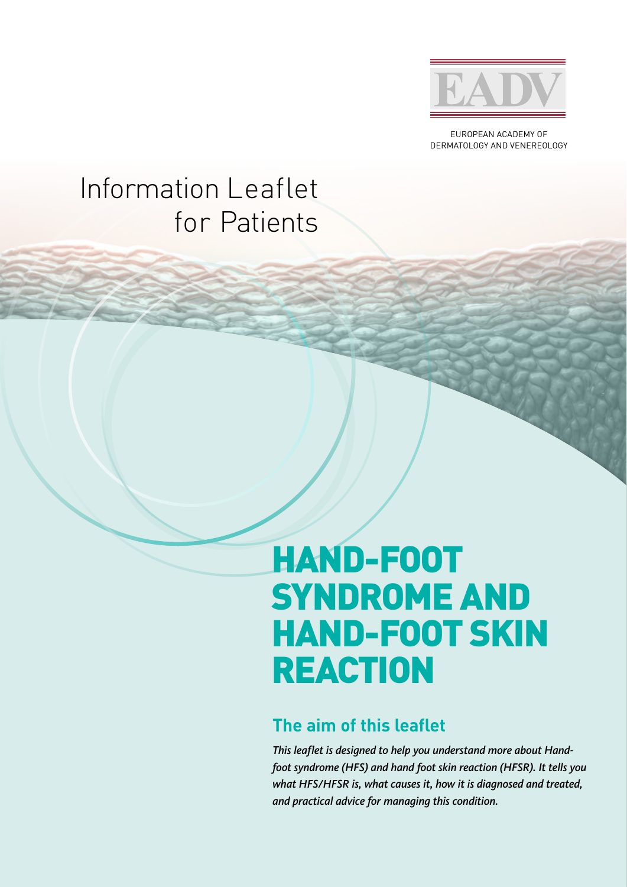EUROPEAN ACADEMY OF DERMATOLOGY AND VENEREOLOGY

Information Leaflet for Patients

# HAND-FOOT SYNDROME AND HAND-FOOT SKIN REACTION

## The aim of this leaflet

*This leaflet is designed to help you understand more about Hand-foot syndrome (HFS) and hand foot skin reaction (HFSR). It tells you what HFS/HFSR is, what causes it, how it is diagnosed and treated, and practical advice for managing this condition.*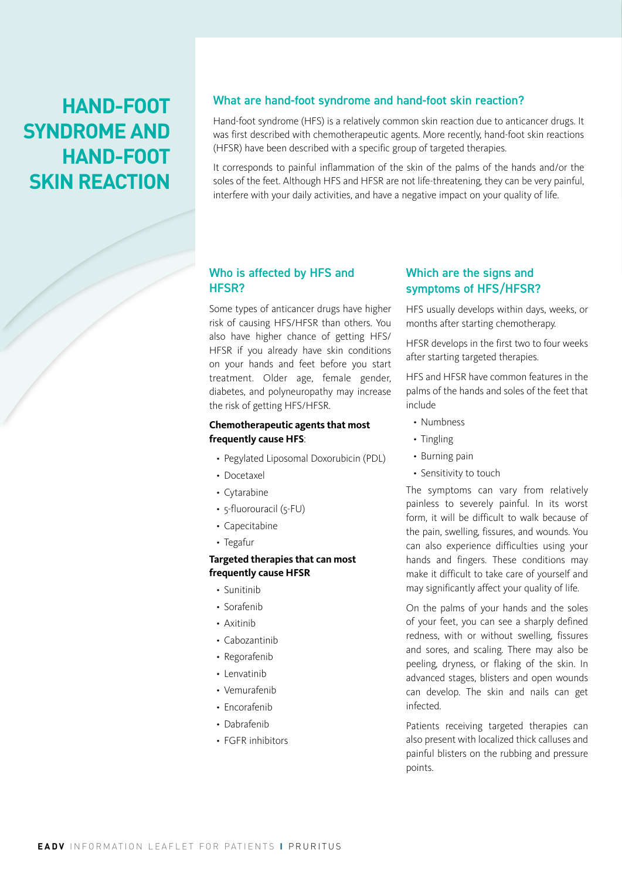# HAND-FOOT SYNDROME AND HAND-FOOT SKIN REACTION

## What are hand-foot syndrome and hand-foot skin reaction?

Hand-foot syndrome (HFS) is a relatively common skin reaction due to anticancer drugs. It was first described with chemotherapeutic agents. More recently, hand-foot skin reactions (HFSR) have been described with a specific group of targeted therapies.

It corresponds to painful inflammation of the skin of the palms of the hands and/or the soles of the feet. Although HFS and HFSR are not life-threatening, they can be very painful, interfere with your daily activities, and have a negative impact on your quality of life.

## Who is affected by HFS and HFSR?

Some types of anticancer drugs have higher risk of causing HFS/HFSR than others. You also have higher chance of getting HFS/HFSR if you already have skin conditions on your hands and feet before you start treatment. Older age, female gender, diabetes, and polyneuropathy may increase the risk of getting HFS/HFSR.

**Chemotherapeutic agents that most frequently cause HFS**:

- Pegylated Liposomal Doxorubicin (PDL)
- Docetaxel
- Cytarabine
- 5-fluorouracil (5-FU)
- Capecitabine
- Tegafur

**Targeted therapies that can most frequently cause HFSR**

- Sunitinib
- Sorafenib
- Axitinib
- Cabozantinib
- Regorafenib
- Lenvatinib
- Vemurafenib
- Encorafenib
- Dabrafenib
- FGFR inhibitors

## Which are the signs and symptoms of HFS/HFSR?

HFS usually develops within days, weeks, or months after starting chemotherapy.

HFSR develops in the first two to four weeks after starting targeted therapies.

HFS and HFSR have common features in the palms of the hands and soles of the feet that include

- Numbness
- Tingling
- Burning pain
- Sensitivity to touch

The symptoms can vary from relatively painless to severely painful. In its worst form, it will be difficult to walk because of the pain, swelling, fissures, and wounds. You can also experience difficulties using your hands and fingers. These conditions may make it difficult to take care of yourself and may significantly affect your quality of life.

On the palms of your hands and the soles of your feet, you can see a sharply defined redness, with or without swelling, fissures and sores, and scaling. There may also be peeling, dryness, or flaking of the skin. In advanced stages, blisters and open wounds can develop. The skin and nails can get infected.

Patients receiving targeted therapies can also present with localized thick calluses and painful blisters on the rubbing and pressure points.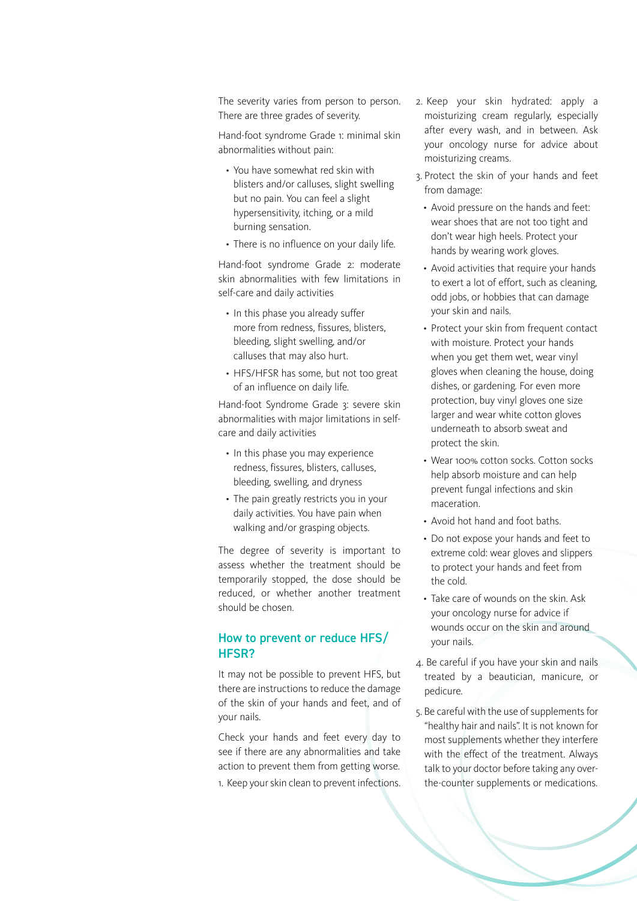The severity varies from person to person. There are three grades of severity.

Hand-foot syndrome Grade 1: minimal skin abnormalities without pain:

- You have somewhat red skin with blisters and/or calluses, slight swelling but no pain. You can feel a slight hypersensitivity, itching, or a mild burning sensation.
- There is no influence on your daily life.

Hand-foot syndrome Grade 2: moderate skin abnormalities with few limitations in self-care and daily activities

- In this phase you already suffer more from redness, fissures, blisters, bleeding, slight swelling, and/or calluses that may also hurt.
- HFS/HFSR has some, but not too great of an influence on daily life.

Hand-foot Syndrome Grade 3: severe skin abnormalities with major limitations in self-care and daily activities

- In this phase you may experience redness, fissures, blisters, calluses, bleeding, swelling, and dryness
- The pain greatly restricts you in your daily activities. You have pain when walking and/or grasping objects.

The degree of severity is important to assess whether the treatment should be temporarily stopped, the dose should be reduced, or whether another treatment should be chosen.

## How to prevent or reduce HFS/HFSR?

It may not be possible to prevent HFS, but there are instructions to reduce the damage of the skin of your hands and feet, and of your nails.

Check your hands and feet every day to see if there are any abnormalities and take action to prevent them from getting worse.

1. Keep your skin clean to prevent infections.
2. Keep your skin hydrated: apply a moisturizing cream regularly, especially after every wash, and in between. Ask your oncology nurse for advice about moisturizing creams.
3. Protect the skin of your hands and feet from damage:
   - Avoid pressure on the hands and feet: wear shoes that are not too tight and don't wear high heels. Protect your hands by wearing work gloves.
   - Avoid activities that require your hands to exert a lot of effort, such as cleaning, odd jobs, or hobbies that can damage your skin and nails.
   - Protect your skin from frequent contact with moisture. Protect your hands when you get them wet, wear vinyl gloves when cleaning the house, doing dishes, or gardening. For even more protection, buy vinyl gloves one size larger and wear white cotton gloves underneath to absorb sweat and protect the skin.
   - Wear 100% cotton socks. Cotton socks help absorb moisture and can help prevent fungal infections and skin maceration.
   - Avoid hot hand and foot baths.
   - Do not expose your hands and feet to extreme cold: wear gloves and slippers to protect your hands and feet from the cold.
   - Take care of wounds on the skin. Ask your oncology nurse for advice if wounds occur on the skin and around your nails.
4. Be careful if you have your skin and nails treated by a beautician, manicure, or pedicure.
5. Be careful with the use of supplements for "healthy hair and nails". It is not known for most supplements whether they interfere with the effect of the treatment. Always talk to your doctor before taking any over-the-counter supplements or medications.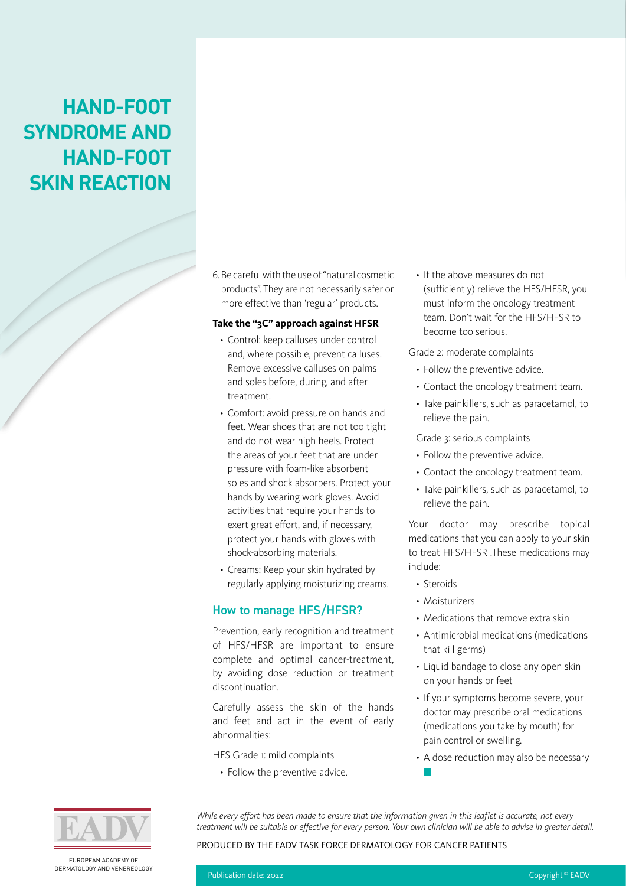# HAND-FOOT SYNDROME AND HAND-FOOT SKIN REACTION

6. Be careful with the use of "natural cosmetic products". They are not necessarily safer or more effective than 'regular' products.

**Take the "3C" approach against HFSR**

- Control: keep calluses under control and, where possible, prevent calluses. Remove excessive calluses on palms and soles before, during, and after treatment.
- Comfort: avoid pressure on hands and feet. Wear shoes that are not too tight and do not wear high heels. Protect the areas of your feet that are under pressure with foam-like absorbent soles and shock absorbers. Protect your hands by wearing work gloves. Avoid activities that require your hands to exert great effort, and, if necessary, protect your hands with gloves with shock-absorbing materials.
- Creams: Keep your skin hydrated by regularly applying moisturizing creams.

## How to manage HFS/HFSR?

Prevention, early recognition and treatment of HFS/HFSR are important to ensure complete and optimal cancer-treatment, by avoiding dose reduction or treatment discontinuation.

Carefully assess the skin of the hands and feet and act in the event of early abnormalities:

HFS Grade 1: mild complaints

- Follow the preventive advice.
- If the above measures do not (sufficiently) relieve the HFS/HFSR, you must inform the oncology treatment team. Don't wait for the HFS/HFSR to become too serious.

Grade 2: moderate complaints

- Follow the preventive advice.
- Contact the oncology treatment team.
- Take painkillers, such as paracetamol, to relieve the pain.

Grade 3: serious complaints

- Follow the preventive advice.
- Contact the oncology treatment team.
- Take painkillers, such as paracetamol, to relieve the pain.

Your doctor may prescribe topical medications that you can apply to your skin to treat HFS/HFSR .These medications may include:

- Steroids
- Moisturizers
- Medications that remove extra skin
- Antimicrobial medications (medications that kill germs)
- Liquid bandage to close any open skin on your hands or feet
- If your symptoms become severe, your doctor may prescribe oral medications (medications you take by mouth) for pain control or swelling.
- A dose reduction may also be necessary

*While every effort has been made to ensure that the information given in this leaflet is accurate, not every treatment will be suitable or effective for every person. Your own clinician will be able to advise in greater detail.*

PRODUCED BY THE EADV TASK FORCE DERMATOLOGY FOR CANCER PATIENTS

EADV
EUROPEAN ACADEMY OF DERMATOLOGY AND VENEREOLOGY

Publication date: 2022

Copyright © EADV